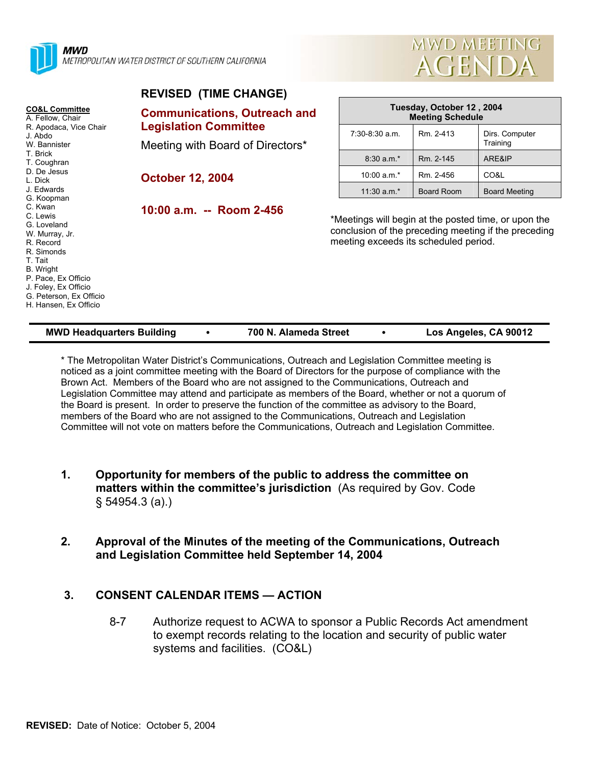**MWD**
METROPOLITAN WATER DISTRICT OF SOUTHERN CALIFORNIA

# MWD MEETING AGENDA

**CO&L Committee**
A. Fellow, Chair
R. Apodaca, Vice Chair
J. Abdo
W. Bannister
T. Brick
T. Coughran
D. De Jesus
L. Dick
J. Edwards
G. Koopman
C. Kwan
C. Lewis
G. Loveland
W. Murray, Jr.
R. Record
R. Simonds
T. Tait
B. Wright
P. Pace, Ex Officio
J. Foley, Ex Officio
G. Peterson, Ex Officio
H. Hansen, Ex Officio

## REVISED (TIME CHANGE)

## Communications, Outreach and Legislation Committee

Meeting with Board of Directors*

**October 12, 2004**

**10:00 a.m. -- Room 2-456**

| Tuesday, October 12 , 2004 Meeting Schedule | | |
|---|---|---|
| 7:30-8:30 a.m. | Rm. 2-413 | Dirs. Computer Training |
| 8:30 a.m.* | Rm. 2-145 | ARE&IP |
| 10:00 a.m.* | Rm. 2-456 | CO&L |
| 11:30 a.m.* | Board Room | Board Meeting |

*Meetings will begin at the posted time, or upon the conclusion of the preceding meeting if the preceding meeting exceeds its scheduled period.

**MWD Headquarters Building • 700 N. Alameda Street • Los Angeles, CA 90012**

* The Metropolitan Water District's Communications, Outreach and Legislation Committee meeting is noticed as a joint committee meeting with the Board of Directors for the purpose of compliance with the Brown Act. Members of the Board who are not assigned to the Communications, Outreach and Legislation Committee may attend and participate as members of the Board, whether or not a quorum of the Board is present. In order to preserve the function of the committee as advisory to the Board, members of the Board who are not assigned to the Communications, Outreach and Legislation Committee will not vote on matters before the Communications, Outreach and Legislation Committee.

1. **Opportunity for members of the public to address the committee on matters within the committee's jurisdiction** (As required by Gov. Code § 54954.3 (a).)

2. **Approval of the Minutes of the meeting of the Communications, Outreach and Legislation Committee held September 14, 2004**

3. **CONSENT CALENDAR ITEMS — ACTION**

   8-7 Authorize request to ACWA to sponsor a Public Records Act amendment to exempt records relating to the location and security of public water systems and facilities. (CO&L)

**REVISED:** Date of Notice: October 5, 2004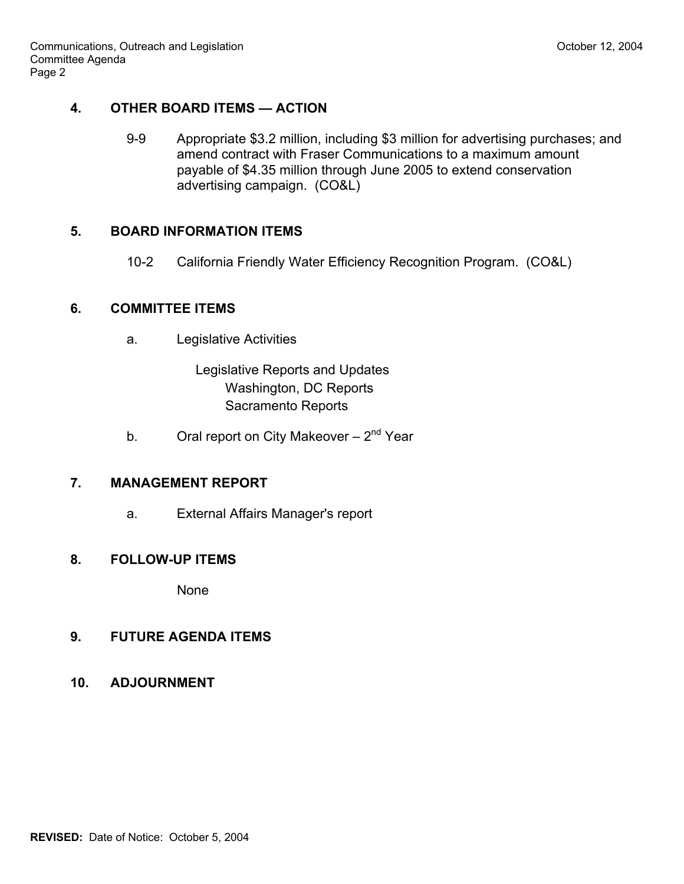## 4. OTHER BOARD ITEMS — ACTION

9-9 Appropriate $3.2 million, including $3 million for advertising purchases; and amend contract with Fraser Communications to a maximum amount payable of $4.35 million through June 2005 to extend conservation advertising campaign. (CO&L)

## 5. BOARD INFORMATION ITEMS

10-2 California Friendly Water Efficiency Recognition Program. (CO&L)

## 6. COMMITTEE ITEMS

a. Legislative Activities

   Legislative Reports and Updates
   - Washington, DC Reports
   - Sacramento Reports

b. Oral report on City Makeover – 2nd Year

## 7. MANAGEMENT REPORT

a. External Affairs Manager's report

## 8. FOLLOW-UP ITEMS

None

## 9. FUTURE AGENDA ITEMS

## 10. ADJOURNMENT

**REVISED:** Date of Notice: October 5, 2004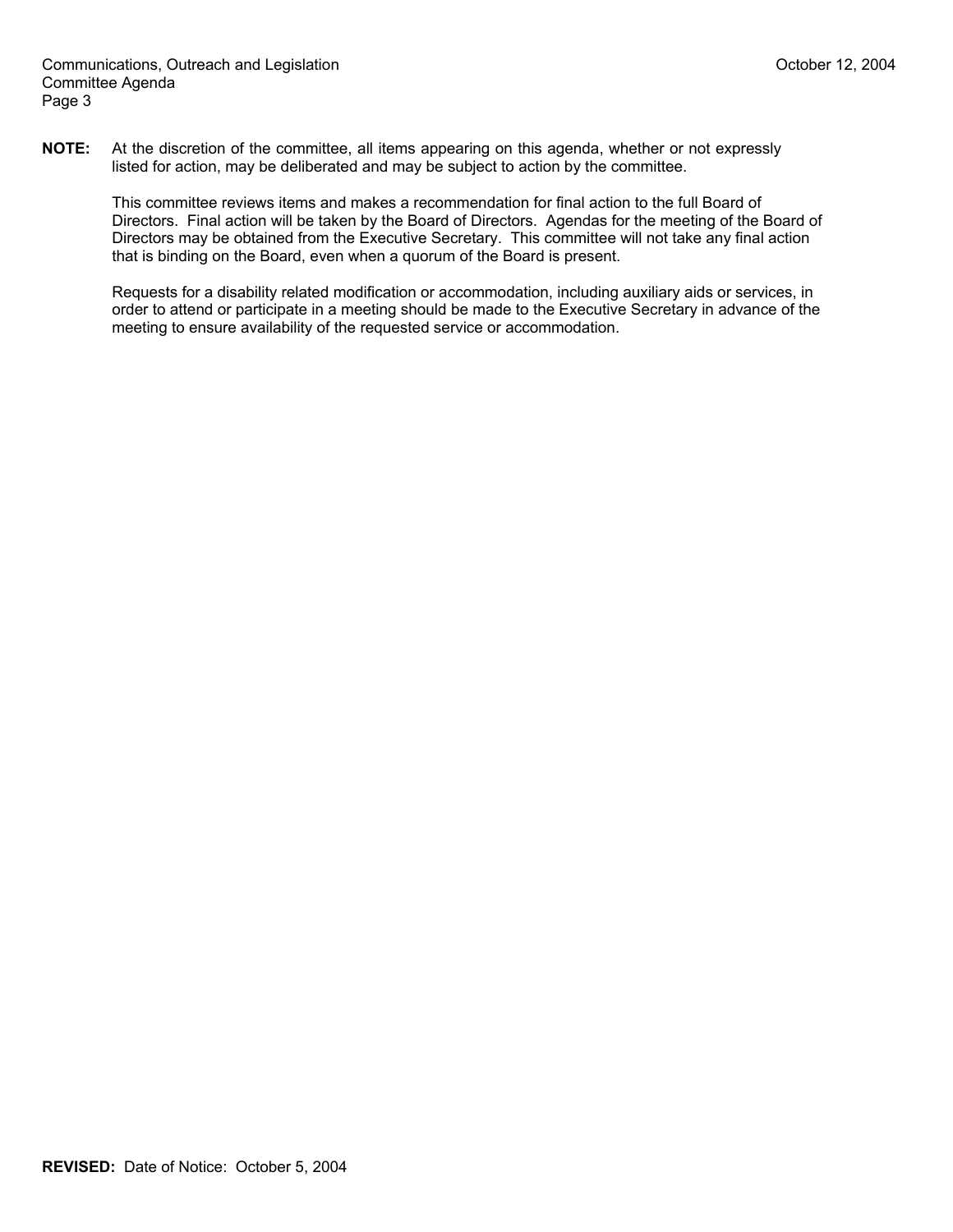**NOTE:** At the discretion of the committee, all items appearing on this agenda, whether or not expressly listed for action, may be deliberated and may be subject to action by the committee.

This committee reviews items and makes a recommendation for final action to the full Board of Directors. Final action will be taken by the Board of Directors. Agendas for the meeting of the Board of Directors may be obtained from the Executive Secretary. This committee will not take any final action that is binding on the Board, even when a quorum of the Board is present.

Requests for a disability related modification or accommodation, including auxiliary aids or services, in order to attend or participate in a meeting should be made to the Executive Secretary in advance of the meeting to ensure availability of the requested service or accommodation.

**REVISED:** Date of Notice: October 5, 2004